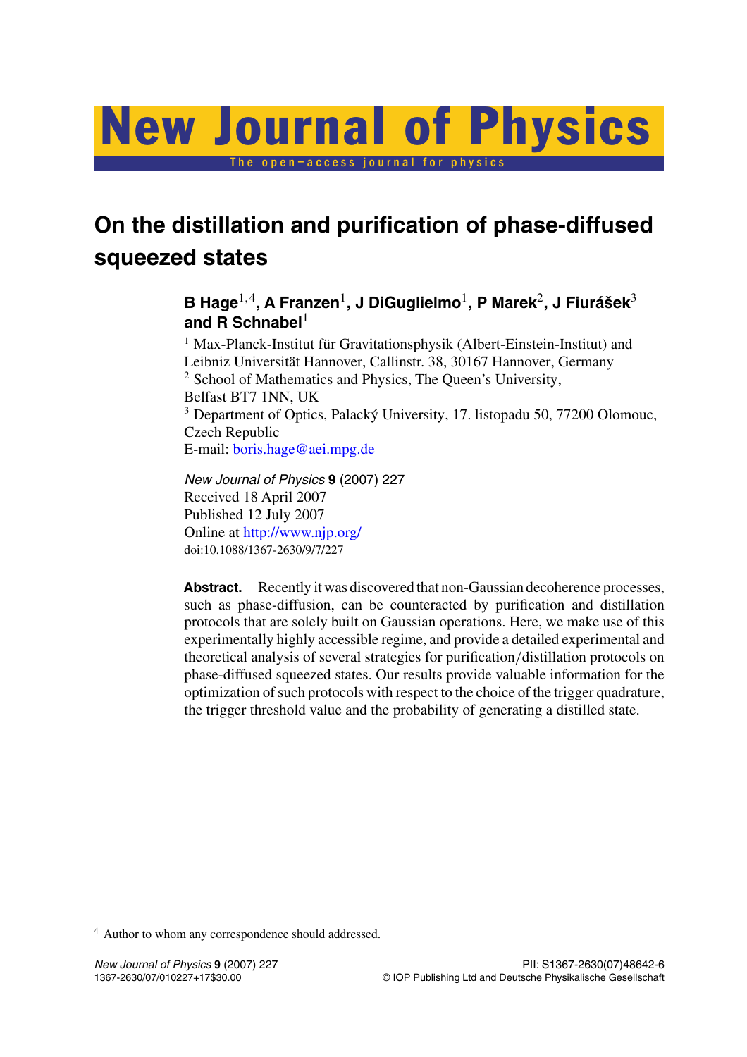# On the distillation and purification of phase-diffused squeezed states

**B Hage[1,4], A Franzen[1], J DiGuglielmo[1], P Marek[2], J Fiurášek[3] and R Schnabel[1]**

[1] Max-Planck-Institut für Gravitationsphysik (Albert-Einstein-Institut) and Leibniz Universität Hannover, Callinstr. 38, 30167 Hannover, Germany
[2] School of Mathematics and Physics, The Queen's University, Belfast BT7 1NN, UK
[3] Department of Optics, Palacký University, 17. listopadu 50, 77200 Olomouc, Czech Republic
E-mail: boris.hage@aei.mpg.de

*New Journal of Physics* **9** (2007) 227
Received 18 April 2007
Published 12 July 2007
Online at http://www.njp.org/
doi:10.1088/1367-2630/9/7/227

**Abstract.** Recently it was discovered that non-Gaussian decoherence processes, such as phase-diffusion, can be counteracted by purification and distillation protocols that are solely built on Gaussian operations. Here, we make use of this experimentally highly accessible regime, and provide a detailed experimental and theoretical analysis of several strategies for purification/distillation protocols on phase-diffused squeezed states. Our results provide valuable information for the optimization of such protocols with respect to the choice of the trigger quadrature, the trigger threshold value and the probability of generating a distilled state.

[4] Author to whom any correspondence should addressed.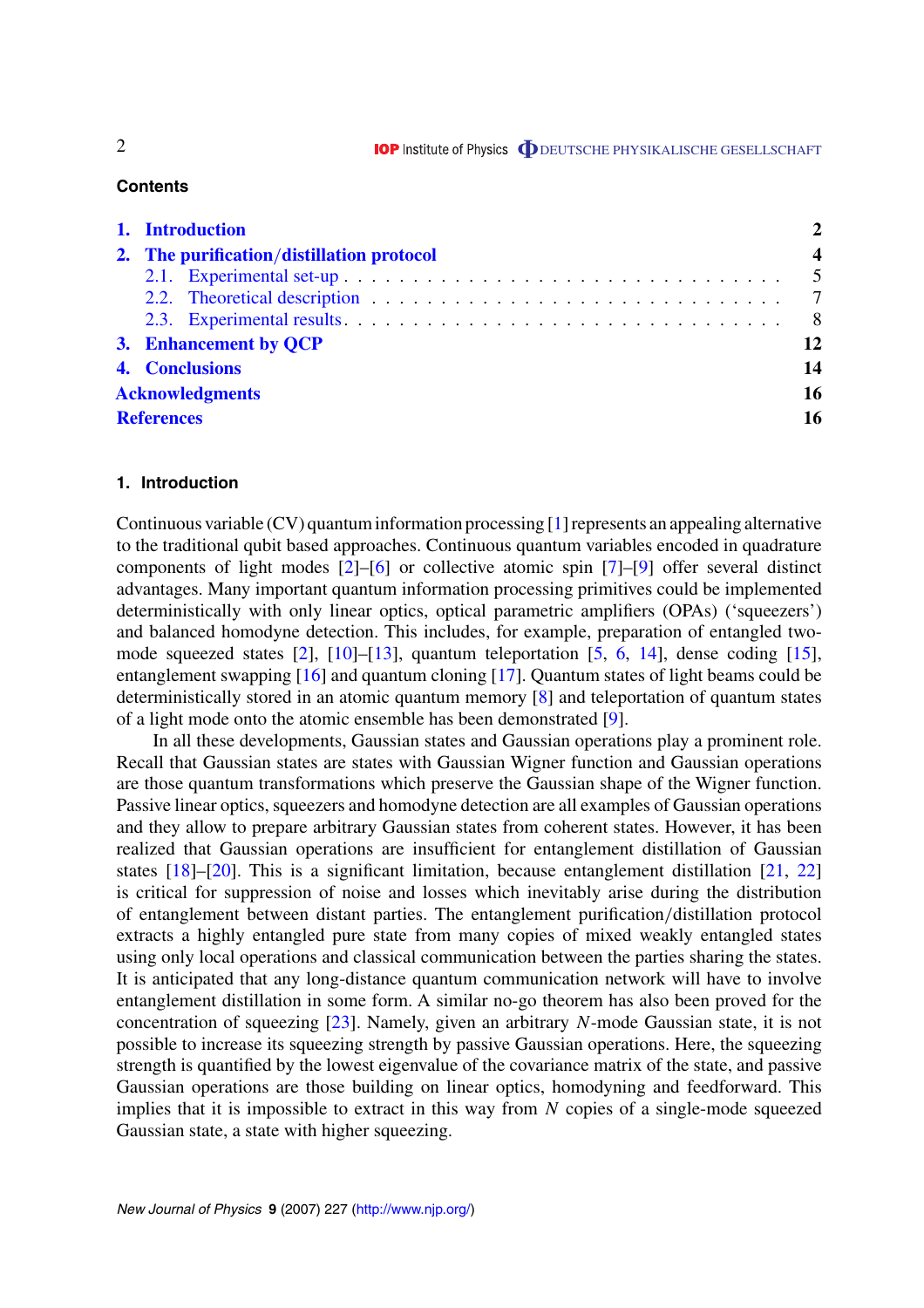## Contents

| | |
|---|---|
| **1. Introduction** | **2** |
| **2. The purification/distillation protocol** | **4** |
| 2.1. Experimental set-up | 5 |
| 2.2. Theoretical description | 7 |
| 2.3. Experimental results | 8 |
| **3. Enhancement by QCP** | **12** |
| **4. Conclusions** | **14** |
| **Acknowledgments** | **16** |
| **References** | **16** |

## 1. Introduction

Continuous variable (CV) quantum information processing [1] represents an appealing alternative to the traditional qubit based approaches. Continuous quantum variables encoded in quadrature components of light modes [2]–[6] or collective atomic spin [7]–[9] offer several distinct advantages. Many important quantum information processing primitives could be implemented deterministically with only linear optics, optical parametric amplifiers (OPAs) ('squeezers') and balanced homodyne detection. This includes, for example, preparation of entangled two-mode squeezed states [2], [10]–[13], quantum teleportation [5, 6, 14], dense coding [15], entanglement swapping [16] and quantum cloning [17]. Quantum states of light beams could be deterministically stored in an atomic quantum memory [8] and teleportation of quantum states of a light mode onto the atomic ensemble has been demonstrated [9].

In all these developments, Gaussian states and Gaussian operations play a prominent role. Recall that Gaussian states are states with Gaussian Wigner function and Gaussian operations are those quantum transformations which preserve the Gaussian shape of the Wigner function. Passive linear optics, squeezers and homodyne detection are all examples of Gaussian operations and they allow to prepare arbitrary Gaussian states from coherent states. However, it has been realized that Gaussian operations are insufficient for entanglement distillation of Gaussian states [18]–[20]. This is a significant limitation, because entanglement distillation [21, 22] is critical for suppression of noise and losses which inevitably arise during the distribution of entanglement between distant parties. The entanglement purification/distillation protocol extracts a highly entangled pure state from many copies of mixed weakly entangled states using only local operations and classical communication between the parties sharing the states. It is anticipated that any long-distance quantum communication network will have to involve entanglement distillation in some form. A similar no-go theorem has also been proved for the concentration of squeezing [23]. Namely, given an arbitrary $N$-mode Gaussian state, it is not possible to increase its squeezing strength by passive Gaussian operations. Here, the squeezing strength is quantified by the lowest eigenvalue of the covariance matrix of the state, and passive Gaussian operations are those building on linear optics, homodyning and feedforward. This implies that it is impossible to extract in this way from $N$ copies of a single-mode squeezed Gaussian state, a state with higher squeezing.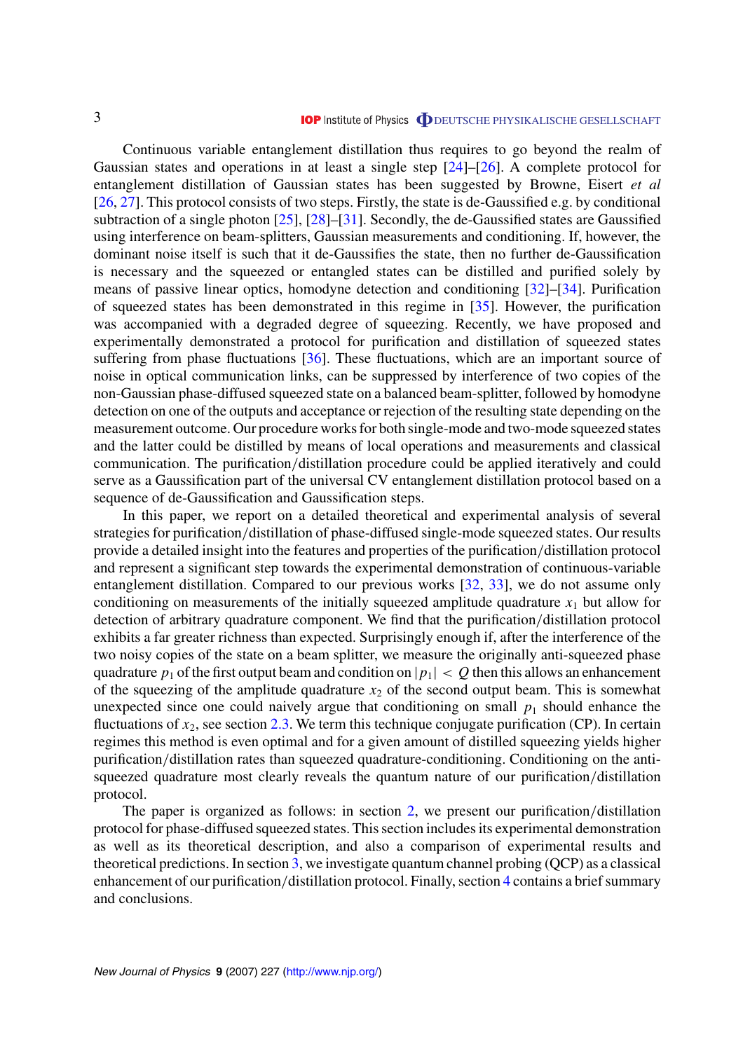Continuous variable entanglement distillation thus requires to go beyond the realm of Gaussian states and operations in at least a single step [24]–[26]. A complete protocol for entanglement distillation of Gaussian states has been suggested by Browne, Eisert *et al* [26, 27]. This protocol consists of two steps. Firstly, the state is de-Gaussified e.g. by conditional subtraction of a single photon [25], [28]–[31]. Secondly, the de-Gaussified states are Gaussified using interference on beam-splitters, Gaussian measurements and conditioning. If, however, the dominant noise itself is such that it de-Gaussifies the state, then no further de-Gaussification is necessary and the squeezed or entangled states can be distilled and purified solely by means of passive linear optics, homodyne detection and conditioning [32]–[34]. Purification of squeezed states has been demonstrated in this regime in [35]. However, the purification was accompanied with a degraded degree of squeezing. Recently, we have proposed and experimentally demonstrated a protocol for purification and distillation of squeezed states suffering from phase fluctuations [36]. These fluctuations, which are an important source of noise in optical communication links, can be suppressed by interference of two copies of the non-Gaussian phase-diffused squeezed state on a balanced beam-splitter, followed by homodyne detection on one of the outputs and acceptance or rejection of the resulting state depending on the measurement outcome. Our procedure works for both single-mode and two-mode squeezed states and the latter could be distilled by means of local operations and measurements and classical communication. The purification/distillation procedure could be applied iteratively and could serve as a Gaussification part of the universal CV entanglement distillation protocol based on a sequence of de-Gaussification and Gaussification steps.

In this paper, we report on a detailed theoretical and experimental analysis of several strategies for purification/distillation of phase-diffused single-mode squeezed states. Our results provide a detailed insight into the features and properties of the purification/distillation protocol and represent a significant step towards the experimental demonstration of continuous-variable entanglement distillation. Compared to our previous works [32, 33], we do not assume only conditioning on measurements of the initially squeezed amplitude quadrature $x_1$ but allow for detection of arbitrary quadrature component. We find that the purification/distillation protocol exhibits a far greater richness than expected. Surprisingly enough if, after the interference of the two noisy copies of the state on a beam splitter, we measure the originally anti-squeezed phase quadrature $p_1$ of the first output beam and condition on $|p_1| < Q$ then this allows an enhancement of the squeezing of the amplitude quadrature $x_2$ of the second output beam. This is somewhat unexpected since one could naively argue that conditioning on small $p_1$ should enhance the fluctuations of $x_2$, see section 2.3. We term this technique conjugate purification (CP). In certain regimes this method is even optimal and for a given amount of distilled squeezing yields higher purification/distillation rates than squeezed quadrature-conditioning. Conditioning on the anti-squeezed quadrature most clearly reveals the quantum nature of our purification/distillation protocol.

The paper is organized as follows: in section 2, we present our purification/distillation protocol for phase-diffused squeezed states. This section includes its experimental demonstration as well as its theoretical description, and also a comparison of experimental results and theoretical predictions. In section 3, we investigate quantum channel probing (QCP) as a classical enhancement of our purification/distillation protocol. Finally, section 4 contains a brief summary and conclusions.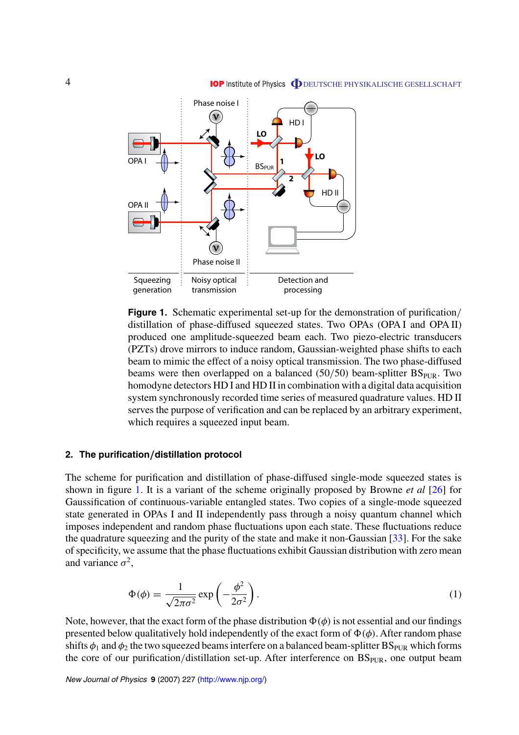**Figure 1.** Schematic experimental set-up for the demonstration of purification/distillation of phase-diffused squeezed states. Two OPAs (OPA I and OPA II) produced one amplitude-squeezed beam each. Two piezo-electric transducers (PZTs) drove mirrors to induce random, Gaussian-weighted phase shifts to each beam to mimic the effect of a noisy optical transmission. The two phase-diffused beams were then overlapped on a balanced (50/50) beam-splitter $BS_{PUR}$. Two homodyne detectors HD I and HD II in combination with a digital data acquisition system synchronously recorded time series of measured quadrature values. HD II serves the purpose of verification and can be replaced by an arbitrary experiment, which requires a squeezed input beam.

## 2. The purification/distillation protocol

The scheme for purification and distillation of phase-diffused single-mode squeezed states is shown in figure 1. It is a variant of the scheme originally proposed by Browne *et al* [26] for Gaussification of continuous-variable entangled states. Two copies of a single-mode squeezed state generated in OPAs I and II independently pass through a noisy quantum channel which imposes independent and random phase fluctuations upon each state. These fluctuations reduce the quadrature squeezing and the purity of the state and make it non-Gaussian [33]. For the sake of specificity, we assume that the phase fluctuations exhibit Gaussian distribution with zero mean and variance $\sigma^2$,

$$\Phi(\phi) = \frac{1}{\sqrt{2\pi\sigma^2}} \exp\left(-\frac{\phi^2}{2\sigma^2}\right). \tag{1}$$

Note, however, that the exact form of the phase distribution $\Phi(\phi)$ is not essential and our findings presented below qualitatively hold independently of the exact form of $\Phi(\phi)$. After random phase shifts $\phi_1$ and $\phi_2$ the two squeezed beams interfere on a balanced beam-splitter $BS_{PUR}$ which forms the core of our purification/distillation set-up. After interference on $BS_{PUR}$, one output beam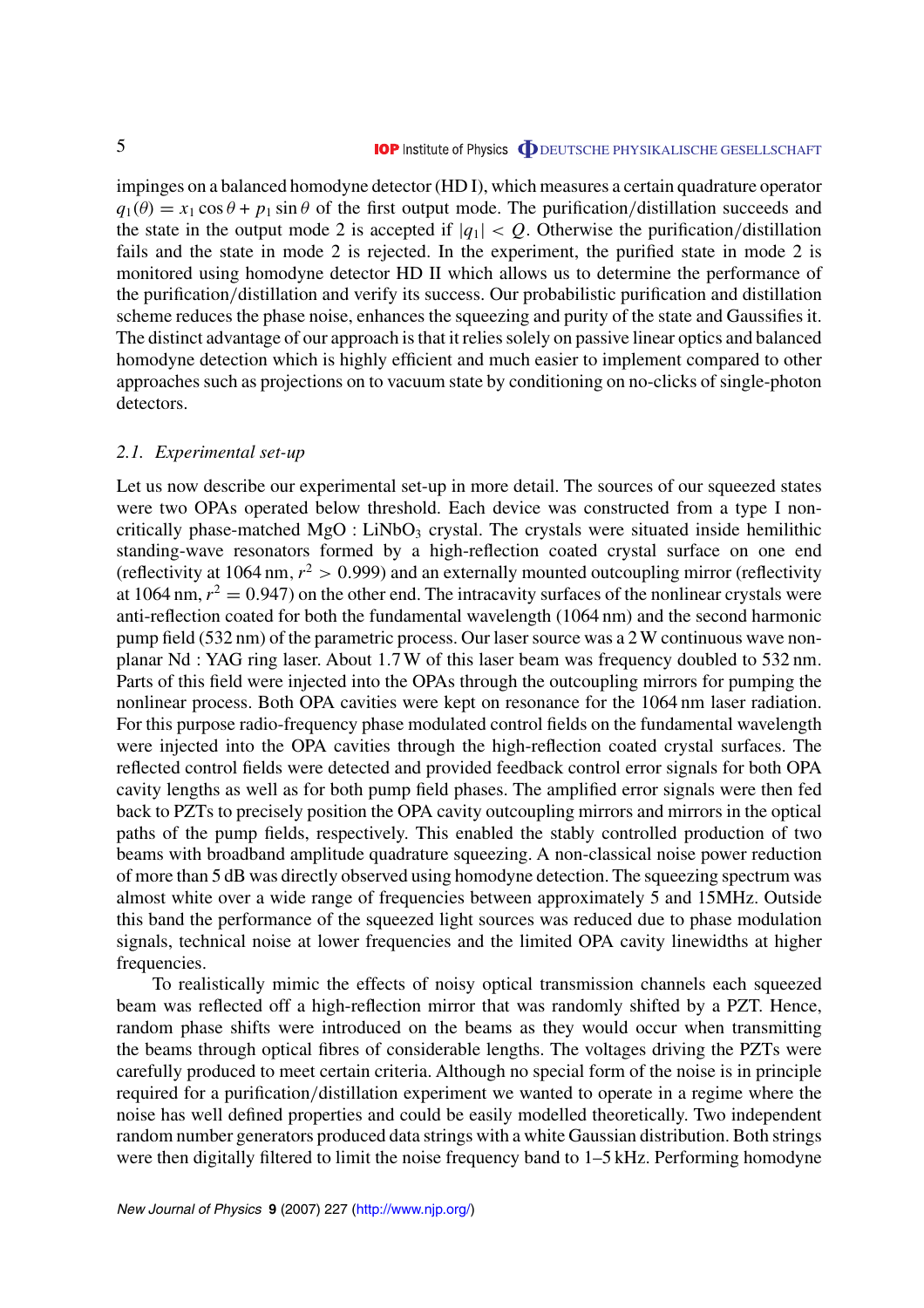impinges on a balanced homodyne detector (HD I), which measures a certain quadrature operator $q_1(\theta) = x_1 \cos\theta + p_1 \sin\theta$ of the first output mode. The purification/distillation succeeds and the state in the output mode 2 is accepted if $|q_1| < Q$. Otherwise the purification/distillation fails and the state in mode 2 is rejected. In the experiment, the purified state in mode 2 is monitored using homodyne detector HD II which allows us to determine the performance of the purification/distillation and verify its success. Our probabilistic purification and distillation scheme reduces the phase noise, enhances the squeezing and purity of the state and Gaussifies it. The distinct advantage of our approach is that it relies solely on passive linear optics and balanced homodyne detection which is highly efficient and much easier to implement compared to other approaches such as projections on to vacuum state by conditioning on no-clicks of single-photon detectors.

### 2.1. Experimental set-up

Let us now describe our experimental set-up in more detail. The sources of our squeezed states were two OPAs operated below threshold. Each device was constructed from a type I non-critically phase-matched $MgO : LiNbO_3$ crystal. The crystals were situated inside hemilithic standing-wave resonators formed by a high-reflection coated crystal surface on one end (reflectivity at 1064 nm, $r^2 > 0.999$) and an externally mounted outcoupling mirror (reflectivity at 1064 nm, $r^2 = 0.947$) on the other end. The intracavity surfaces of the nonlinear crystals were anti-reflection coated for both the fundamental wavelength (1064 nm) and the second harmonic pump field (532 nm) of the parametric process. Our laser source was a 2 W continuous wave non-planar Nd : YAG ring laser. About 1.7 W of this laser beam was frequency doubled to 532 nm. Parts of this field were injected into the OPAs through the outcoupling mirrors for pumping the nonlinear process. Both OPA cavities were kept on resonance for the 1064 nm laser radiation. For this purpose radio-frequency phase modulated control fields on the fundamental wavelength were injected into the OPA cavities through the high-reflection coated crystal surfaces. The reflected control fields were detected and provided feedback control error signals for both OPA cavity lengths as well as for both pump field phases. The amplified error signals were then fed back to PZTs to precisely position the OPA cavity outcoupling mirrors and mirrors in the optical paths of the pump fields, respectively. This enabled the stably controlled production of two beams with broadband amplitude quadrature squeezing. A non-classical noise power reduction of more than 5 dB was directly observed using homodyne detection. The squeezing spectrum was almost white over a wide range of frequencies between approximately 5 and 15MHz. Outside this band the performance of the squeezed light sources was reduced due to phase modulation signals, technical noise at lower frequencies and the limited OPA cavity linewidths at higher frequencies.

To realistically mimic the effects of noisy optical transmission channels each squeezed beam was reflected off a high-reflection mirror that was randomly shifted by a PZT. Hence, random phase shifts were introduced on the beams as they would occur when transmitting the beams through optical fibres of considerable lengths. The voltages driving the PZTs were carefully produced to meet certain criteria. Although no special form of the noise is in principle required for a purification/distillation experiment we wanted to operate in a regime where the noise has well defined properties and could be easily modelled theoretically. Two independent random number generators produced data strings with a white Gaussian distribution. Both strings were then digitally filtered to limit the noise frequency band to 1–5 kHz. Performing homodyne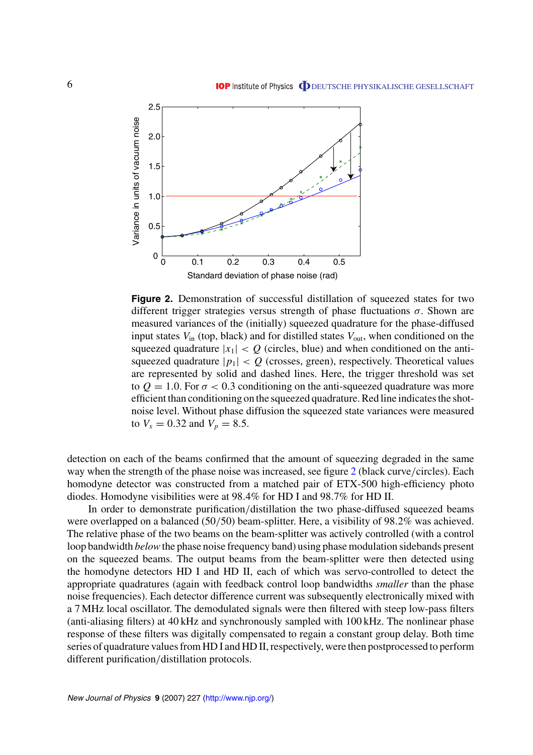**Figure 2.** Demonstration of successful distillation of squeezed states for two different trigger strategies versus strength of phase fluctuations $\sigma$. Shown are measured variances of the (initially) squeezed quadrature for the phase-diffused input states $V_{\rm in}$ (top, black) and for distilled states $V_{\rm out}$, when conditioned on the squeezed quadrature $|x_1| < Q$ (circles, blue) and when conditioned on the anti-squeezed quadrature $|p_1| < Q$ (crosses, green), respectively. Theoretical values are represented by solid and dashed lines. Here, the trigger threshold was set to $Q = 1.0$. For $\sigma < 0.3$ conditioning on the anti-squeezed quadrature was more efficient than conditioning on the squeezed quadrature. Red line indicates the shot-noise level. Without phase diffusion the squeezed state variances were measured to $V_x = 0.32$ and $V_p = 8.5$.

detection on each of the beams confirmed that the amount of squeezing degraded in the same way when the strength of the phase noise was increased, see figure 2 (black curve/circles). Each homodyne detector was constructed from a matched pair of ETX-500 high-efficiency photo diodes. Homodyne visibilities were at 98.4% for HD I and 98.7% for HD II.

In order to demonstrate purification/distillation the two phase-diffused squeezed beams were overlapped on a balanced (50/50) beam-splitter. Here, a visibility of 98.2% was achieved. The relative phase of the two beams on the beam-splitter was actively controlled (with a control loop bandwidth *below* the phase noise frequency band) using phase modulation sidebands present on the squeezed beams. The output beams from the beam-splitter were then detected using the homodyne detectors HD I and HD II, each of which was servo-controlled to detect the appropriate quadratures (again with feedback control loop bandwidths *smaller* than the phase noise frequencies). Each detector difference current was subsequently electronically mixed with a 7 MHz local oscillator. The demodulated signals were then filtered with steep low-pass filters (anti-aliasing filters) at 40 kHz and synchronously sampled with 100 kHz. The nonlinear phase response of these filters was digitally compensated to regain a constant group delay. Both time series of quadrature values from HD I and HD II, respectively, were then postprocessed to perform different purification/distillation protocols.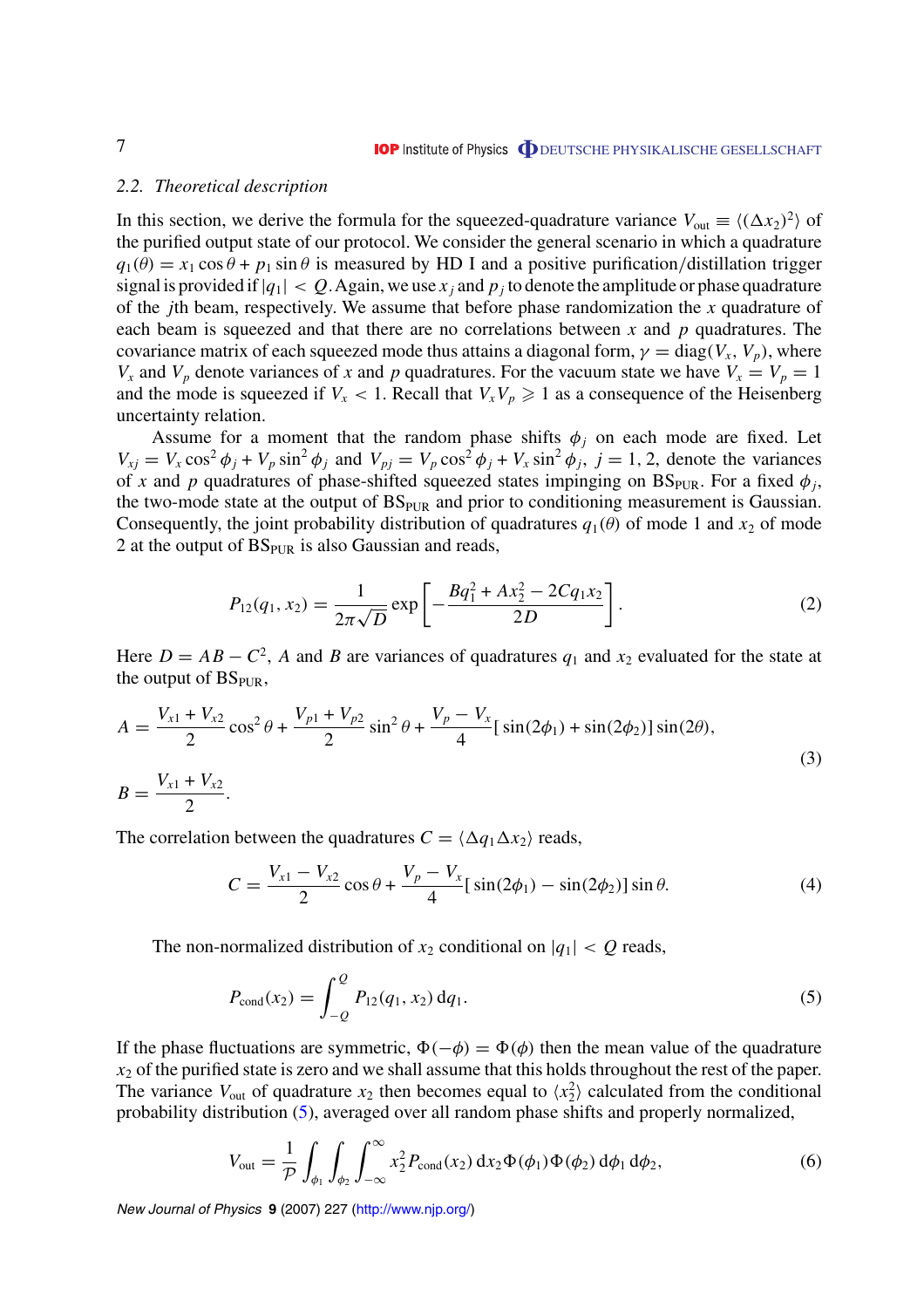### 2.2. *Theoretical description*

In this section, we derive the formula for the squeezed-quadrature variance $V_{\mathrm{out}} \equiv \langle(\Delta x_2)^2\rangle$ of the purified output state of our protocol. We consider the general scenario in which a quadrature $q_1(\theta) = x_1 \cos\theta + p_1 \sin\theta$ is measured by HD I and a positive purification/distillation trigger signal is provided if $|q_1| < Q$. Again, we use $x_j$ and $p_j$ to denote the amplitude or phase quadrature of the $j$th beam, respectively. We assume that before phase randomization the $x$ quadrature of each beam is squeezed and that there are no correlations between $x$ and $p$ quadratures. The covariance matrix of each squeezed mode thus attains a diagonal form, $\gamma = \mathrm{diag}(V_x, V_p)$, where $V_x$ and $V_p$ denote variances of $x$ and $p$ quadratures. For the vacuum state we have $V_x = V_p = 1$ and the mode is squeezed if $V_x < 1$. Recall that $V_x V_p \geqslant 1$ as a consequence of the Heisenberg uncertainty relation.

Assume for a moment that the random phase shifts $\phi_j$ on each mode are fixed. Let $V_{xj} = V_x \cos^2\phi_j + V_p \sin^2\phi_j$ and $V_{pj} = V_p \cos^2\phi_j + V_x \sin^2\phi_j$, $j = 1, 2$, denote the variances of $x$ and $p$ quadratures of phase-shifted squeezed states impinging on $\mathrm{BS}_{\mathrm{PUR}}$. For a fixed $\phi_j$, the two-mode state at the output of $\mathrm{BS}_{\mathrm{PUR}}$ and prior to conditioning measurement is Gaussian. Consequently, the joint probability distribution of quadratures $q_1(\theta)$ of mode 1 and $x_2$ of mode 2 at the output of $\mathrm{BS}_{\mathrm{PUR}}$ is also Gaussian and reads,

$$P_{12}(q_1, x_2) = \frac{1}{2\pi\sqrt{D}} \exp\left[-\frac{Bq_1^2 + Ax_2^2 - 2Cq_1x_2}{2D}\right]. \tag{2}$$

Here $D = AB - C^2$, $A$ and $B$ are variances of quadratures $q_1$ and $x_2$ evaluated for the state at the output of $\mathrm{BS}_{\mathrm{PUR}}$,

$$\begin{aligned} A &= \frac{V_{x1} + V_{x2}}{2}\cos^2\theta + \frac{V_{p1} + V_{p2}}{2}\sin^2\theta + \frac{V_p - V_x}{4}[\sin(2\phi_1) + \sin(2\phi_2)]\sin(2\theta), \\ B &= \frac{V_{x1} + V_{x2}}{2}. \end{aligned} \tag{3}$$

The correlation between the quadratures $C = \langle \Delta q_1 \Delta x_2\rangle$ reads,

$$C = \frac{V_{x1} - V_{x2}}{2}\cos\theta + \frac{V_p - V_x}{4}[\sin(2\phi_1) - \sin(2\phi_2)]\sin\theta. \tag{4}$$

The non-normalized distribution of $x_2$ conditional on $|q_1| < Q$ reads,

$$P_{\mathrm{cond}}(x_2) = \int_{-Q}^{Q} P_{12}(q_1, x_2)\,\mathrm{d}q_1. \tag{5}$$

If the phase fluctuations are symmetric, $\Phi(-\phi) = \Phi(\phi)$ then the mean value of the quadrature $x_2$ of the purified state is zero and we shall assume that this holds throughout the rest of the paper. The variance $V_{\mathrm{out}}$ of quadrature $x_2$ then becomes equal to $\langle x_2^2\rangle$ calculated from the conditional probability distribution (5), averaged over all random phase shifts and properly normalized,

$$V_{\mathrm{out}} = \frac{1}{\mathcal{P}} \int_{\phi_1}\int_{\phi_2}\int_{-\infty}^{\infty} x_2^2 P_{\mathrm{cond}}(x_2)\,\mathrm{d}x_2\,\Phi(\phi_1)\Phi(\phi_2)\,\mathrm{d}\phi_1\,\mathrm{d}\phi_2, \tag{6}$$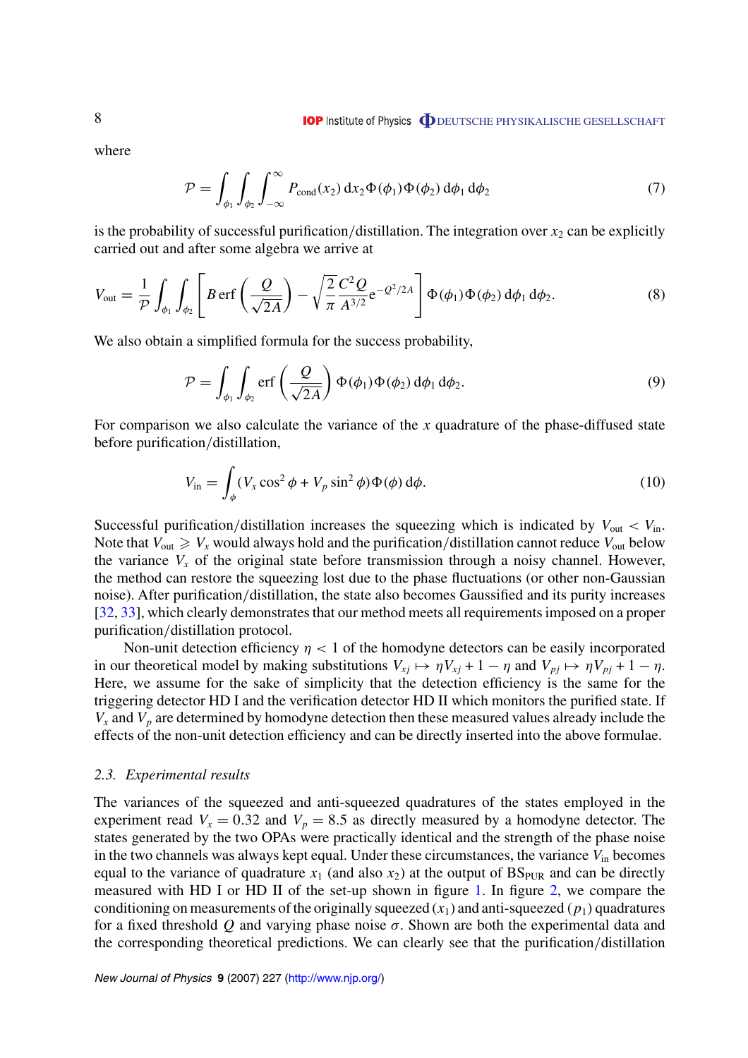where

$$\mathcal{P} = \int_{\phi_1} \int_{\phi_2} \int_{-\infty}^{\infty} P_{\rm cond}(x_2)\, {\rm d}x_2 \Phi(\phi_1)\Phi(\phi_2)\, {\rm d}\phi_1\, {\rm d}\phi_2 \tag{7}$$

is the probability of successful purification/distillation. The integration over $x_2$ can be explicitly carried out and after some algebra we arrive at

$$V_{\rm out} = \frac{1}{\mathcal{P}} \int_{\phi_1} \int_{\phi_2} \left[ B\, {\rm erf}\left(\frac{Q}{\sqrt{2A}}\right) - \sqrt{\frac{2}{\pi}} \frac{C^2 Q}{A^{3/2}} {\rm e}^{-Q^2/2A} \right] \Phi(\phi_1)\Phi(\phi_2)\, {\rm d}\phi_1\, {\rm d}\phi_2. \tag{8}$$

We also obtain a simplified formula for the success probability,

$$\mathcal{P} = \int_{\phi_1} \int_{\phi_2} {\rm erf}\left(\frac{Q}{\sqrt{2A}}\right) \Phi(\phi_1)\Phi(\phi_2)\, {\rm d}\phi_1\, {\rm d}\phi_2. \tag{9}$$

For comparison we also calculate the variance of the $x$ quadrature of the phase-diffused state before purification/distillation,

$$V_{\rm in} = \int_{\phi} (V_x \cos^2\phi + V_p \sin^2\phi)\Phi(\phi)\, {\rm d}\phi. \tag{10}$$

Successful purification/distillation increases the squeezing which is indicated by $V_{\rm out} < V_{\rm in}$. Note that $V_{\rm out} \geqslant V_x$ would always hold and the purification/distillation cannot reduce $V_{\rm out}$ below the variance $V_x$ of the original state before transmission through a noisy channel. However, the method can restore the squeezing lost due to the phase fluctuations (or other non-Gaussian noise). After purification/distillation, the state also becomes Gaussified and its purity increases [32, 33], which clearly demonstrates that our method meets all requirements imposed on a proper purification/distillation protocol.

Non-unit detection efficiency $\eta < 1$ of the homodyne detectors can be easily incorporated in our theoretical model by making substitutions $V_{xj} \mapsto \eta V_{xj} + 1 - \eta$ and $V_{pj} \mapsto \eta V_{pj} + 1 - \eta$. Here, we assume for the sake of simplicity that the detection efficiency is the same for the triggering detector HD I and the verification detector HD II which monitors the purified state. If $V_x$ and $V_p$ are determined by homodyne detection then these measured values already include the effects of the non-unit detection efficiency and can be directly inserted into the above formulae.

### 2.3. *Experimental results*

The variances of the squeezed and anti-squeezed quadratures of the states employed in the experiment read $V_x = 0.32$ and $V_p = 8.5$ as directly measured by a homodyne detector. The states generated by the two OPAs were practically identical and the strength of the phase noise in the two channels was always kept equal. Under these circumstances, the variance $V_{\rm in}$ becomes equal to the variance of quadrature $x_1$ (and also $x_2$) at the output of $BS_{\rm PUR}$ and can be directly measured with HD I or HD II of the set-up shown in figure 1. In figure 2, we compare the conditioning on measurements of the originally squeezed ($x_1$) and anti-squeezed ($p_1$) quadratures for a fixed threshold $Q$ and varying phase noise $\sigma$. Shown are both the experimental data and the corresponding theoretical predictions. We can clearly see that the purification/distillation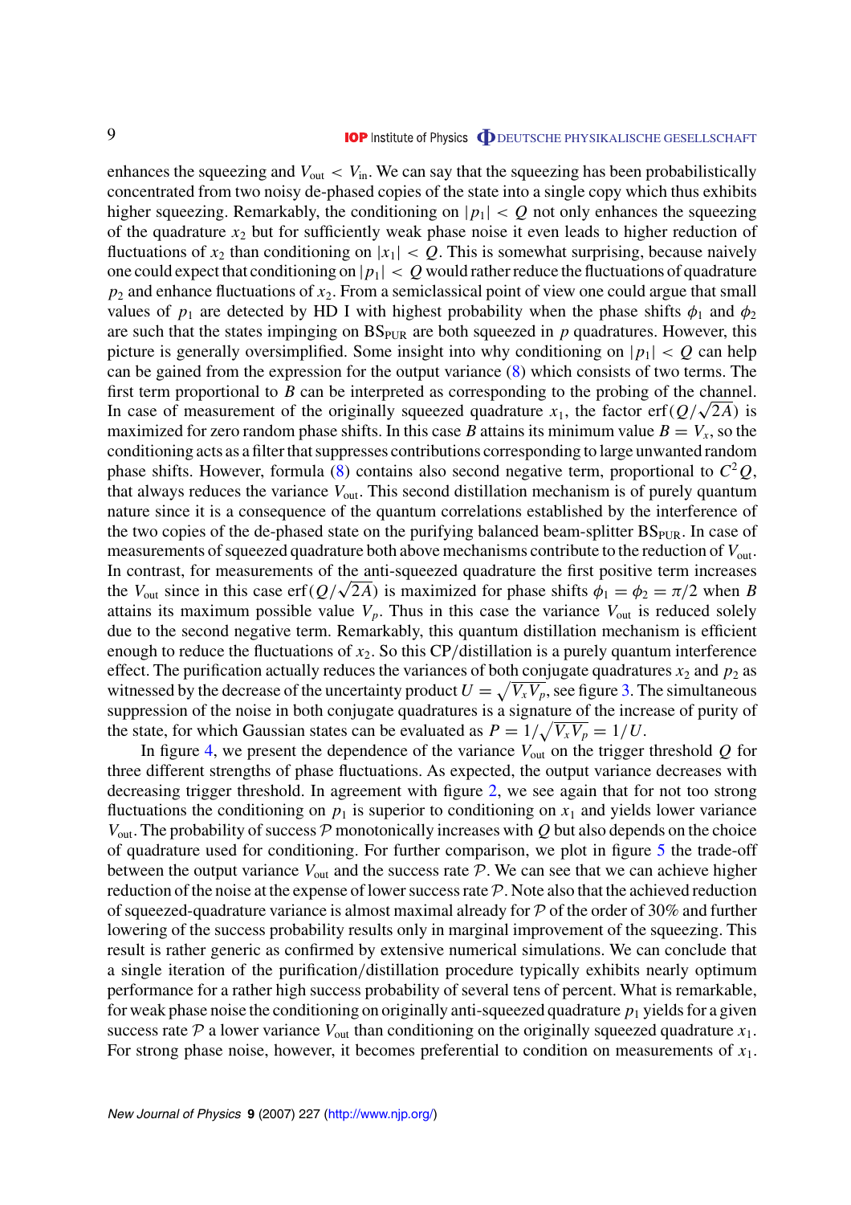enhances the squeezing and $V_{\text{out}} < V_{\text{in}}$. We can say that the squeezing has been probabilistically concentrated from two noisy de-phased copies of the state into a single copy which thus exhibits higher squeezing. Remarkably, the conditioning on $|p_1| < Q$ not only enhances the squeezing of the quadrature $x_2$ but for sufficiently weak phase noise it even leads to higher reduction of fluctuations of $x_2$ than conditioning on $|x_1| < Q$. This is somewhat surprising, because naively one could expect that conditioning on $|p_1| < Q$ would rather reduce the fluctuations of quadrature $p_2$ and enhance fluctuations of $x_2$. From a semiclassical point of view one could argue that small values of $p_1$ are detected by HD I with highest probability when the phase shifts $\phi_1$ and $\phi_2$ are such that the states impinging on $\text{BS}_{\text{PUR}}$ are both squeezed in $p$ quadratures. However, this picture is generally oversimplified. Some insight into why conditioning on $|p_1| < Q$ can help can be gained from the expression for the output variance (8) which consists of two terms. The first term proportional to $B$ can be interpreted as corresponding to the probing of the channel. In case of measurement of the originally squeezed quadrature $x_1$, the factor $\text{erf}(Q/\sqrt{2A})$ is maximized for zero random phase shifts. In this case $B$ attains its minimum value $B = V_x$, so the conditioning acts as a filter that suppresses contributions corresponding to large unwanted random phase shifts. However, formula (8) contains also second negative term, proportional to $C^2 Q$, that always reduces the variance $V_{\text{out}}$. This second distillation mechanism is of purely quantum nature since it is a consequence of the quantum correlations established by the interference of the two copies of the de-phased state on the purifying balanced beam-splitter $\text{BS}_{\text{PUR}}$. In case of measurements of squeezed quadrature both above mechanisms contribute to the reduction of $V_{\text{out}}$. In contrast, for measurements of the anti-squeezed quadrature the first positive term increases the $V_{\text{out}}$ since in this case $\text{erf}(Q/\sqrt{2A})$ is maximized for phase shifts $\phi_1 = \phi_2 = \pi/2$ when $B$ attains its maximum possible value $V_p$. Thus in this case the variance $V_{\text{out}}$ is reduced solely due to the second negative term. Remarkably, this quantum distillation mechanism is efficient enough to reduce the fluctuations of $x_2$. So this CP/distillation is a purely quantum interference effect. The purification actually reduces the variances of both conjugate quadratures $x_2$ and $p_2$ as witnessed by the decrease of the uncertainty product $U = \sqrt{V_x V_p}$, see figure 3. The simultaneous suppression of the noise in both conjugate quadratures is a signature of the increase of purity of the state, for which Gaussian states can be evaluated as $P = 1/\sqrt{V_x V_p} = 1/U$.

In figure 4, we present the dependence of the variance $V_{\text{out}}$ on the trigger threshold $Q$ for three different strengths of phase fluctuations. As expected, the output variance decreases with decreasing trigger threshold. In agreement with figure 2, we see again that for not too strong fluctuations the conditioning on $p_1$ is superior to conditioning on $x_1$ and yields lower variance $V_{\text{out}}$. The probability of success $\mathcal{P}$ monotonically increases with $Q$ but also depends on the choice of quadrature used for conditioning. For further comparison, we plot in figure 5 the trade-off between the output variance $V_{\text{out}}$ and the success rate $\mathcal{P}$. We can see that we can achieve higher reduction of the noise at the expense of lower success rate $\mathcal{P}$. Note also that the achieved reduction of squeezed-quadrature variance is almost maximal already for $\mathcal{P}$ of the order of 30% and further lowering of the success probability results only in marginal improvement of the squeezing. This result is rather generic as confirmed by extensive numerical simulations. We can conclude that a single iteration of the purification/distillation procedure typically exhibits nearly optimum performance for a rather high success probability of several tens of percent. What is remarkable, for weak phase noise the conditioning on originally anti-squeezed quadrature $p_1$ yields for a given success rate $\mathcal{P}$ a lower variance $V_{\text{out}}$ than conditioning on the originally squeezed quadrature $x_1$. For strong phase noise, however, it becomes preferential to condition on measurements of $x_1$.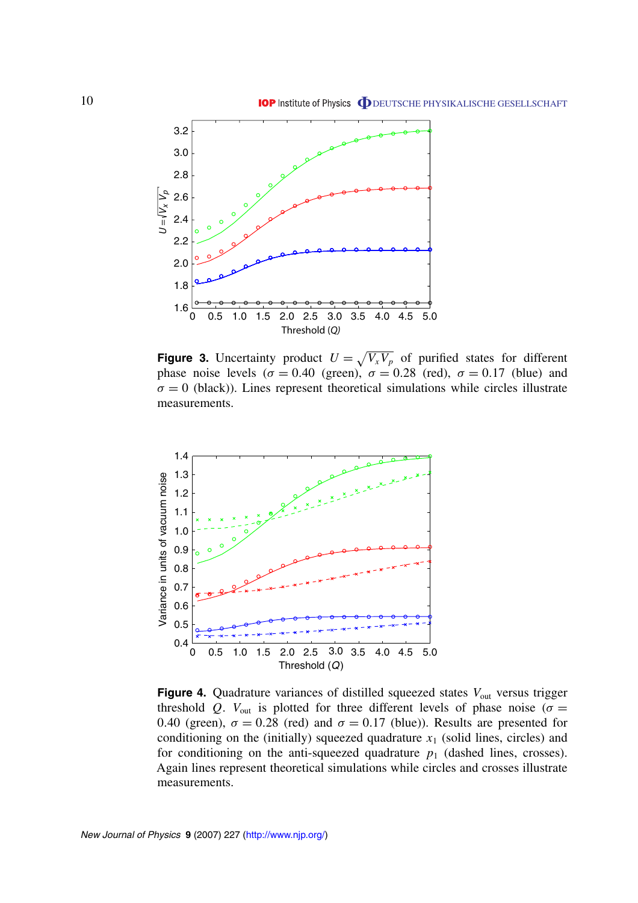**Figure 3.** Uncertainty product $U = \sqrt{V_x V_p}$ of purified states for different phase noise levels ($\sigma = 0.40$ (green), $\sigma = 0.28$ (red), $\sigma = 0.17$ (blue) and $\sigma = 0$ (black)). Lines represent theoretical simulations while circles illustrate measurements.

**Figure 4.** Quadrature variances of distilled squeezed states $V_{\text{out}}$ versus trigger threshold $Q$. $V_{\text{out}}$ is plotted for three different levels of phase noise ($\sigma = 0.40$ (green), $\sigma = 0.28$ (red) and $\sigma = 0.17$ (blue)). Results are presented for conditioning on the (initially) squeezed quadrature $x_1$ (solid lines, circles) and for conditioning on the anti-squeezed quadrature $p_1$ (dashed lines, crosses). Again lines represent theoretical simulations while circles and crosses illustrate measurements.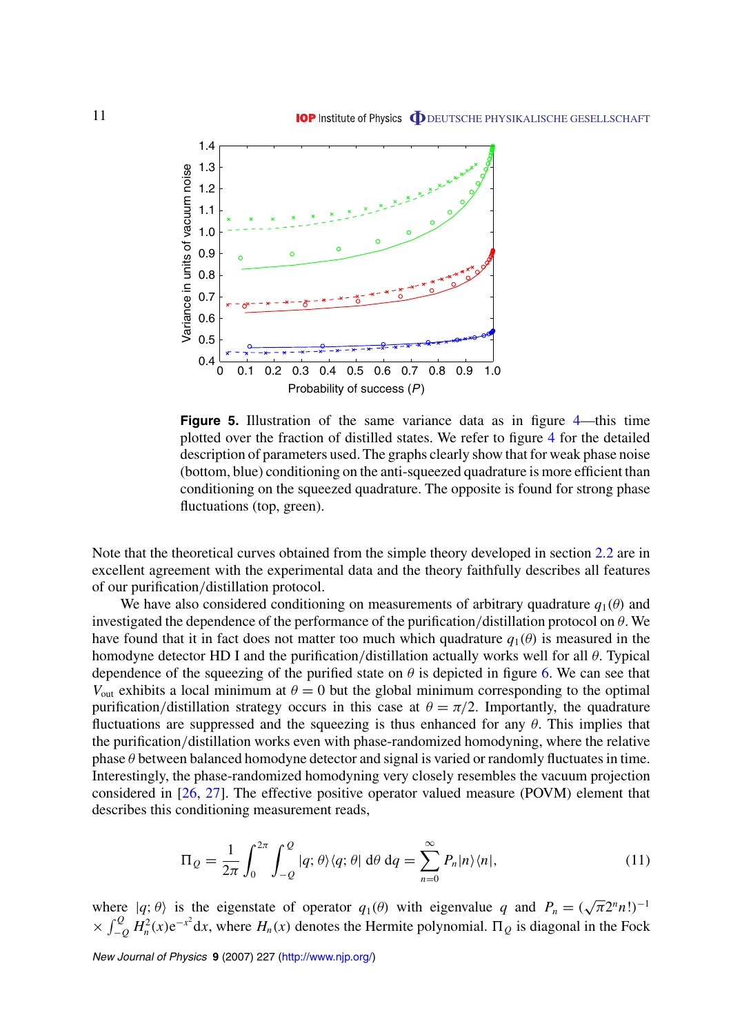**Figure 5.** Illustration of the same variance data as in figure 4—this time plotted over the fraction of distilled states. We refer to figure 4 for the detailed description of parameters used. The graphs clearly show that for weak phase noise (bottom, blue) conditioning on the anti-squeezed quadrature is more efficient than conditioning on the squeezed quadrature. The opposite is found for strong phase fluctuations (top, green).

Note that the theoretical curves obtained from the simple theory developed in section 2.2 are in excellent agreement with the experimental data and the theory faithfully describes all features of our purification/distillation protocol.

We have also considered conditioning on measurements of arbitrary quadrature $q_1(\theta)$ and investigated the dependence of the performance of the purification/distillation protocol on $\theta$. We have found that it in fact does not matter too much which quadrature $q_1(\theta)$ is measured in the homodyne detector HD I and the purification/distillation actually works well for all $\theta$. Typical dependence of the squeezing of the purified state on $\theta$ is depicted in figure 6. We can see that $V_{\mathrm{out}}$ exhibits a local minimum at $\theta = 0$ but the global minimum corresponding to the optimal purification/distillation strategy occurs in this case at $\theta = \pi/2$. Importantly, the quadrature fluctuations are suppressed and the squeezing is thus enhanced for any $\theta$. This implies that the purification/distillation works even with phase-randomized homodyning, where the relative phase $\theta$ between balanced homodyne detector and signal is varied or randomly fluctuates in time. Interestingly, the phase-randomized homodyning very closely resembles the vacuum projection considered in [26, 27]. The effective positive operator valued measure (POVM) element that describes this conditioning measurement reads,

$$\Pi_Q = \frac{1}{2\pi}\int_0^{2\pi}\int_{-Q}^{Q} |q;\theta\rangle\langle q;\theta|\,\mathrm{d}\theta\,\mathrm{d}q = \sum_{n=0}^{\infty} P_n |n\rangle\langle n|, \tag{11}$$

where $|q;\theta\rangle$ is the eigenstate of operator $q_1(\theta)$ with eigenvalue $q$ and $P_n = (\sqrt{\pi}2^n n!)^{-1} \times \int_{-Q}^{Q} H_n^2(x)\mathrm{e}^{-x^2}\mathrm{d}x$, where $H_n(x)$ denotes the Hermite polynomial. $\Pi_Q$ is diagonal in the Fock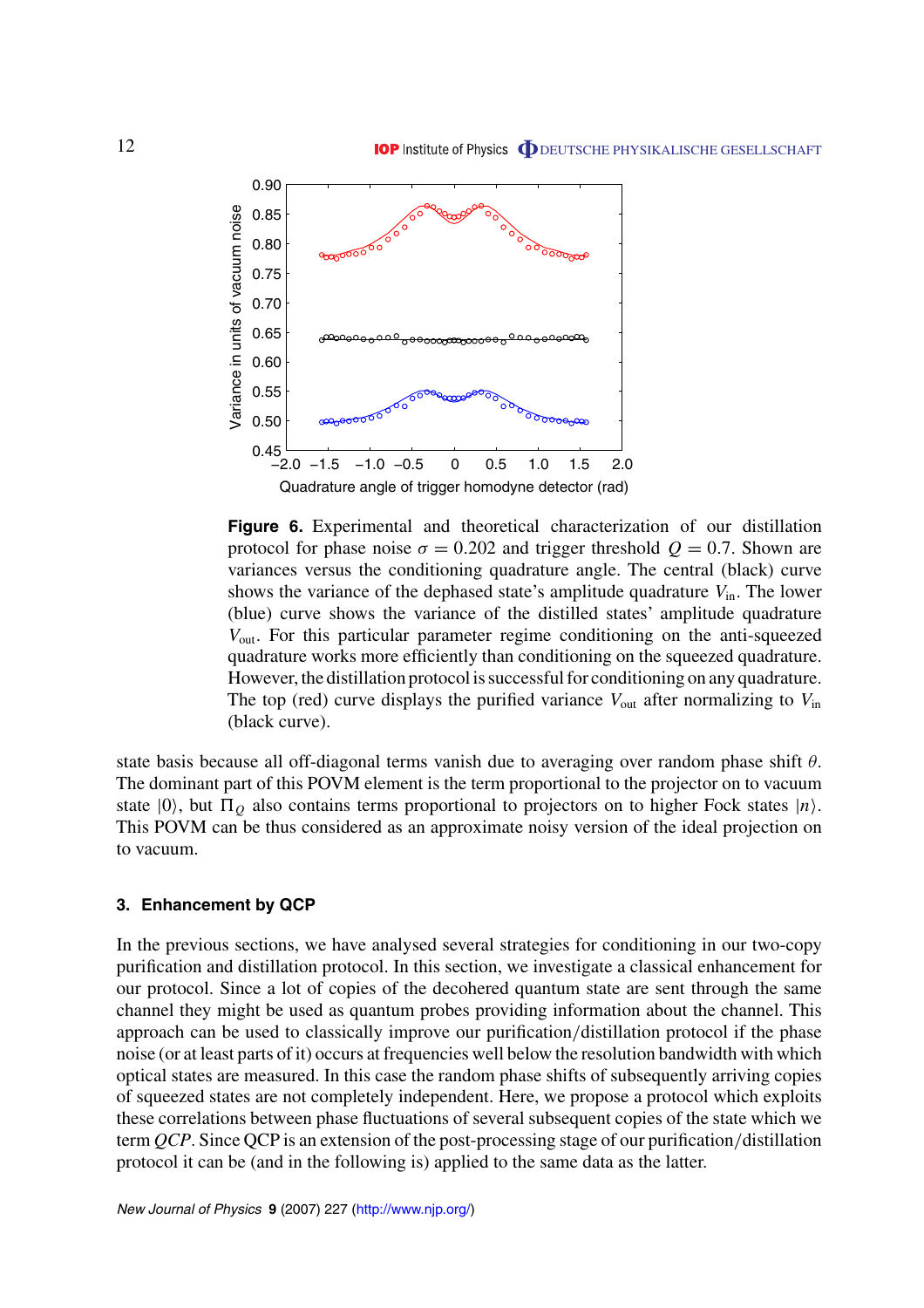**Figure 6.** Experimental and theoretical characterization of our distillation protocol for phase noise $\sigma = 0.202$ and trigger threshold $Q = 0.7$. Shown are variances versus the conditioning quadrature angle. The central (black) curve shows the variance of the dephased state's amplitude quadrature $V_{\text{in}}$. The lower (blue) curve shows the variance of the distilled states' amplitude quadrature $V_{\text{out}}$. For this particular parameter regime conditioning on the anti-squeezed quadrature works more efficiently than conditioning on the squeezed quadrature. However, the distillation protocol is successful for conditioning on any quadrature. The top (red) curve displays the purified variance $V_{\text{out}}$ after normalizing to $V_{\text{in}}$ (black curve).

state basis because all off-diagonal terms vanish due to averaging over random phase shift $\theta$. The dominant part of this POVM element is the term proportional to the projector on to vacuum state $|0\rangle$, but $\Pi_Q$ also contains terms proportional to projectors on to higher Fock states $|n\rangle$. This POVM can be thus considered as an approximate noisy version of the ideal projection on to vacuum.

## 3. Enhancement by QCP

In the previous sections, we have analysed several strategies for conditioning in our two-copy purification and distillation protocol. In this section, we investigate a classical enhancement for our protocol. Since a lot of copies of the decohered quantum state are sent through the same channel they might be used as quantum probes providing information about the channel. This approach can be used to classically improve our purification/distillation protocol if the phase noise (or at least parts of it) occurs at frequencies well below the resolution bandwidth with which optical states are measured. In this case the random phase shifts of subsequently arriving copies of squeezed states are not completely independent. Here, we propose a protocol which exploits these correlations between phase fluctuations of several subsequent copies of the state which we term *QCP*. Since QCP is an extension of the post-processing stage of our purification/distillation protocol it can be (and in the following is) applied to the same data as the latter.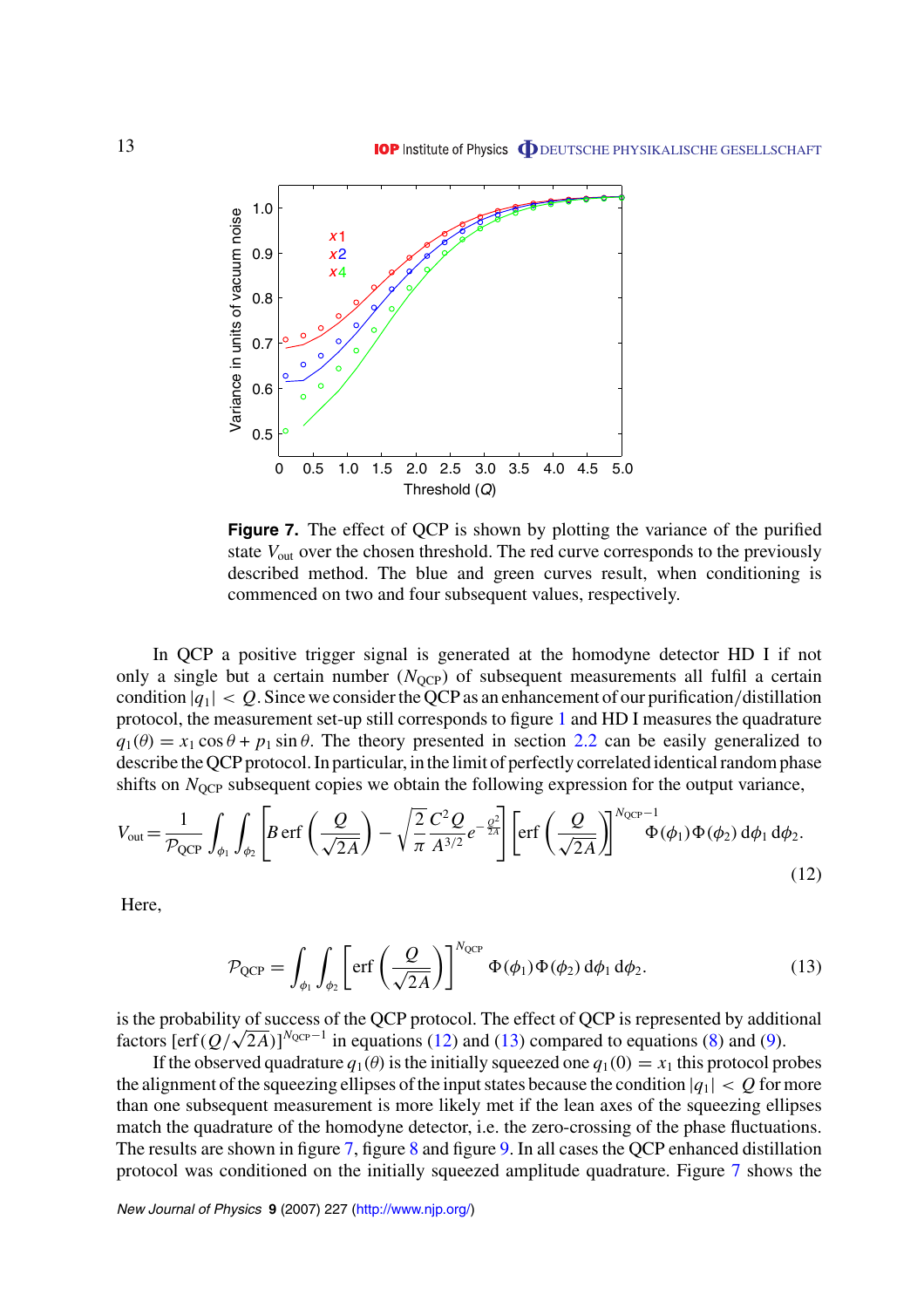**Figure 7.** The effect of QCP is shown by plotting the variance of the purified state $V_{\text{out}}$ over the chosen threshold. The red curve corresponds to the previously described method. The blue and green curves result, when conditioning is commenced on two and four subsequent values, respectively.

In QCP a positive trigger signal is generated at the homodyne detector HD I if not only a single but a certain number ($N_{\text{QCP}}$) of subsequent measurements all fulfil a certain condition $|q_1| < Q$. Since we consider the QCP as an enhancement of our purification/distillation protocol, the measurement set-up still corresponds to figure 1 and HD I measures the quadrature $q_1(\theta) = x_1 \cos\theta + p_1 \sin\theta$. The theory presented in section 2.2 can be easily generalized to describe the QCP protocol. In particular, in the limit of perfectly correlated identical random phase shifts on $N_{\text{QCP}}$ subsequent copies we obtain the following expression for the output variance,

$$V_{\text{out}} = \frac{1}{\mathcal{P}_{\text{QCP}}} \int_{\phi_1} \int_{\phi_2} \left[ B \,\text{erf}\left( \frac{Q}{\sqrt{2A}} \right) - \sqrt{\frac{2}{\pi}} \frac{C^2 Q}{A^{3/2}} e^{-\frac{Q^2}{2A}} \right] \left[ \text{erf}\left( \frac{Q}{\sqrt{2A}} \right) \right]^{N_{\text{QCP}}-1} \Phi(\phi_1)\Phi(\phi_2)\, \text{d}\phi_1\, \text{d}\phi_2. \tag{12}$$

Here,

$$\mathcal{P}_{\text{QCP}} = \int_{\phi_1} \int_{\phi_2} \left[ \text{erf}\left( \frac{Q}{\sqrt{2A}} \right) \right]^{N_{\text{QCP}}} \Phi(\phi_1)\Phi(\phi_2)\, \text{d}\phi_1\, \text{d}\phi_2. \tag{13}$$

is the probability of success of the QCP protocol. The effect of QCP is represented by additional factors $[\text{erf}(Q/\sqrt{2A})]^{N_{\text{QCP}}-1}$ in equations (12) and (13) compared to equations (8) and (9).

If the observed quadrature $q_1(\theta)$ is the initially squeezed one $q_1(0) = x_1$ this protocol probes the alignment of the squeezing ellipses of the input states because the condition $|q_1| < Q$ for more than one subsequent measurement is more likely met if the lean axes of the squeezing ellipses match the quadrature of the homodyne detector, i.e. the zero-crossing of the phase fluctuations. The results are shown in figure 7, figure 8 and figure 9. In all cases the QCP enhanced distillation protocol was conditioned on the initially squeezed amplitude quadrature. Figure 7 shows the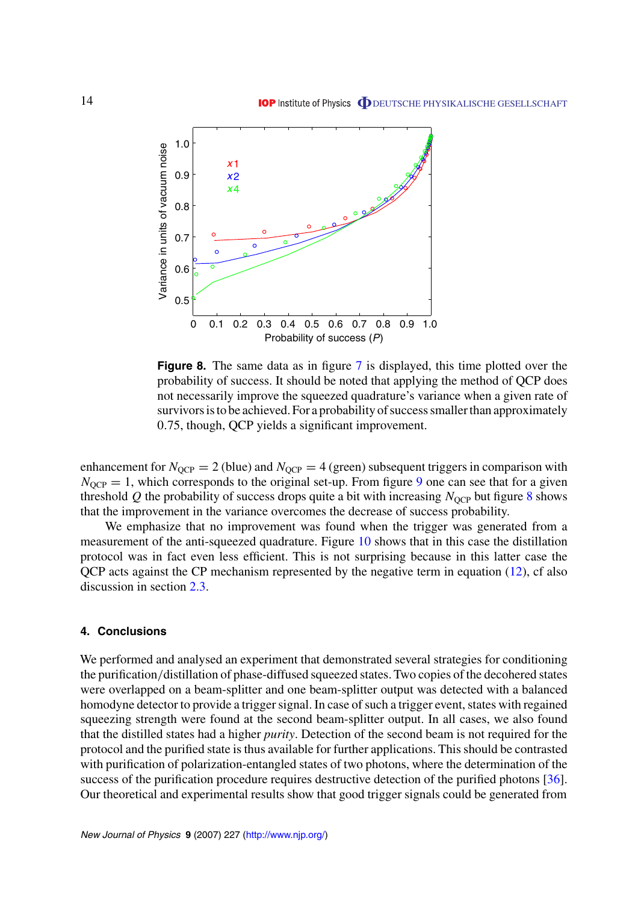**Figure 8.** The same data as in figure 7 is displayed, this time plotted over the probability of success. It should be noted that applying the method of QCP does not necessarily improve the squeezed quadrature's variance when a given rate of survivors is to be achieved. For a probability of success smaller than approximately 0.75, though, QCP yields a significant improvement.

enhancement for $N_{\rm QCP} = 2$ (blue) and $N_{\rm QCP} = 4$ (green) subsequent triggers in comparison with $N_{\rm QCP} = 1$, which corresponds to the original set-up. From figure 9 one can see that for a given threshold $Q$ the probability of success drops quite a bit with increasing $N_{\rm QCP}$ but figure 8 shows that the improvement in the variance overcomes the decrease of success probability.

We emphasize that no improvement was found when the trigger was generated from a measurement of the anti-squeezed quadrature. Figure 10 shows that in this case the distillation protocol was in fact even less efficient. This is not surprising because in this latter case the QCP acts against the CP mechanism represented by the negative term in equation (12), cf also discussion in section 2.3.

## 4. Conclusions

We performed and analysed an experiment that demonstrated several strategies for conditioning the purification/distillation of phase-diffused squeezed states. Two copies of the decohered states were overlapped on a beam-splitter and one beam-splitter output was detected with a balanced homodyne detector to provide a trigger signal. In case of such a trigger event, states with regained squeezing strength were found at the second beam-splitter output. In all cases, we also found that the distilled states had a higher *purity*. Detection of the second beam is not required for the protocol and the purified state is thus available for further applications. This should be contrasted with purification of polarization-entangled states of two photons, where the determination of the success of the purification procedure requires destructive detection of the purified photons [36]. Our theoretical and experimental results show that good trigger signals could be generated from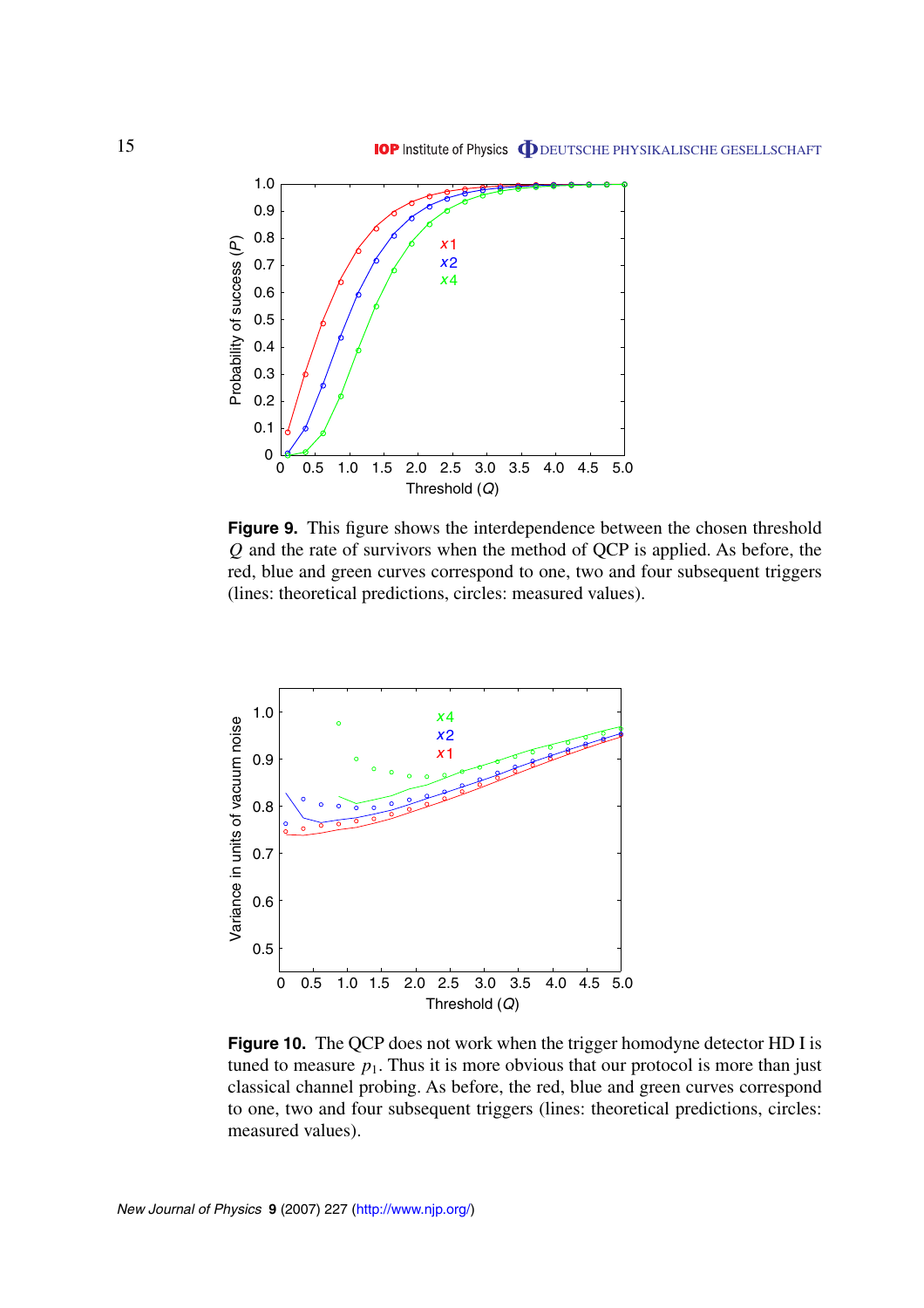**Figure 9.** This figure shows the interdependence between the chosen threshold $Q$ and the rate of survivors when the method of QCP is applied. As before, the red, blue and green curves correspond to one, two and four subsequent triggers (lines: theoretical predictions, circles: measured values).

**Figure 10.** The QCP does not work when the trigger homodyne detector HD I is tuned to measure $p_1$. Thus it is more obvious that our protocol is more than just classical channel probing. As before, the red, blue and green curves correspond to one, two and four subsequent triggers (lines: theoretical predictions, circles: measured values).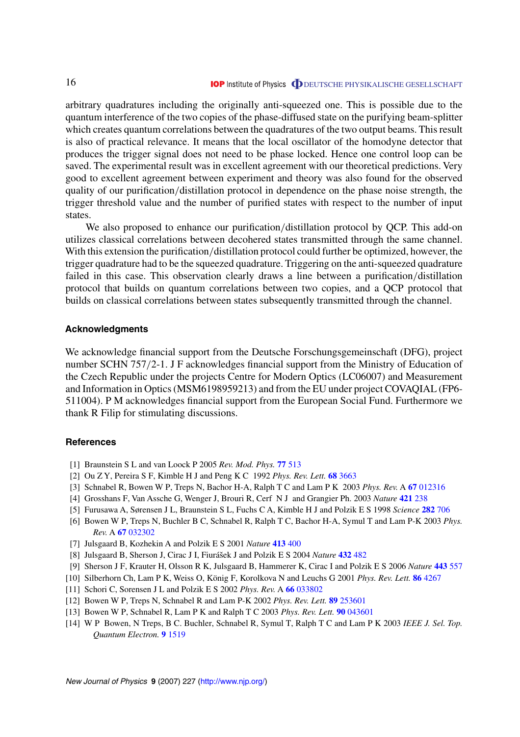arbitrary quadratures including the originally anti-squeezed one. This is possible due to the quantum interference of the two copies of the phase-diffused state on the purifying beam-splitter which creates quantum correlations between the quadratures of the two output beams. This result is also of practical relevance. It means that the local oscillator of the homodyne detector that produces the trigger signal does not need to be phase locked. Hence one control loop can be saved. The experimental result was in excellent agreement with our theoretical predictions. Very good to excellent agreement between experiment and theory was also found for the observed quality of our purification/distillation protocol in dependence on the phase noise strength, the trigger threshold value and the number of purified states with respect to the number of input states.

We also proposed to enhance our purification/distillation protocol by QCP. This add-on utilizes classical correlations between decohered states transmitted through the same channel. With this extension the purification/distillation protocol could further be optimized, however, the trigger quadrature had to be the squeezed quadrature. Triggering on the anti-squeezed quadrature failed in this case. This observation clearly draws a line between a purification/distillation protocol that builds on quantum correlations between two copies, and a QCP protocol that builds on classical correlations between states subsequently transmitted through the channel.

## Acknowledgments

We acknowledge financial support from the Deutsche Forschungsgemeinschaft (DFG), project number SCHN 757/2-1. J F acknowledges financial support from the Ministry of Education of the Czech Republic under the projects Centre for Modern Optics (LC06007) and Measurement and Information in Optics (MSM6198959213) and from the EU under project COVAQIAL (FP6-511004). P M acknowledges financial support from the European Social Fund. Furthermore we thank R Filip for stimulating discussions.

## References

[1] Braunstein S L and van Loock P 2005 *Rev. Mod. Phys.* **77** 513

[2] Ou Z Y, Pereira S F, Kimble H J and Peng K C 1992 *Phys. Rev. Lett.* **68** 3663

[3] Schnabel R, Bowen W P, Treps N, Bachor H-A, Ralph T C and Lam P K 2003 *Phys. Rev.* A **67** 012316

[4] Grosshans F, Van Assche G, Wenger J, Brouri R, Cerf N J and Grangier Ph. 2003 *Nature* **421** 238

[5] Furusawa A, Sørensen J L, Braunstein S L, Fuchs C A, Kimble H J and Polzik E S 1998 *Science* **282** 706

[6] Bowen W P, Treps N, Buchler B C, Schnabel R, Ralph T C, Bachor H-A, Symul T and Lam P-K 2003 *Phys. Rev.* A **67** 032302

[7] Julsgaard B, Kozhekin A and Polzik E S 2001 *Nature* **413** 400

[8] Julsgaard B, Sherson J, Cirac J I, Fiurášek J and Polzik E S 2004 *Nature* **432** 482

[9] Sherson J F, Krauter H, Olsson R K, Julsgaard B, Hammerer K, Cirac I and Polzik E S 2006 *Nature* **443** 557

[10] Silberhorn Ch, Lam P K, Weiss O, König F, Korolkova N and Leuchs G 2001 *Phys. Rev. Lett.* **86** 4267

[11] Schori C, Sorensen J L and Polzik E S 2002 *Phys. Rev.* A **66** 033802

[12] Bowen W P, Treps N, Schnabel R and Lam P-K 2002 *Phys. Rev. Lett.* **89** 253601

[13] Bowen W P, Schnabel R, Lam P K and Ralph T C 2003 *Phys. Rev. Lett.* **90** 043601

[14] W P Bowen, N Treps, B C. Buchler, Schnabel R, Symul T, Ralph T C and Lam P K 2003 *IEEE J. Sel. Top. Quantum Electron.* **9** 1519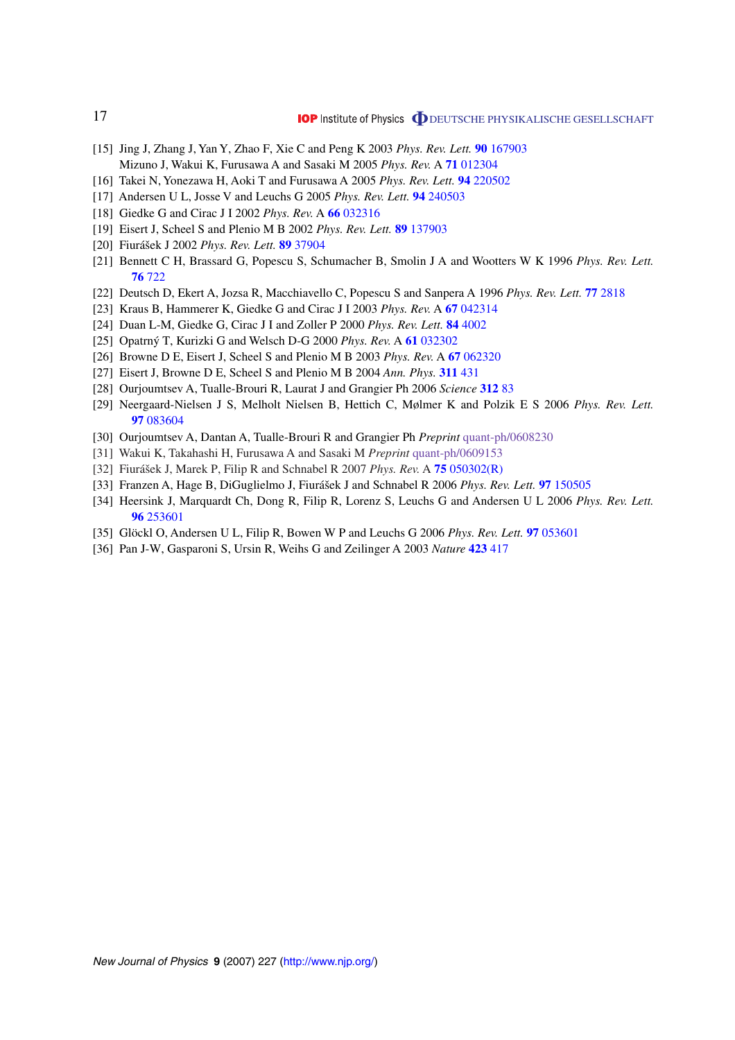[15] Jing J, Zhang J, Yan Y, Zhao F, Xie C and Peng K 2003 *Phys. Rev. Lett.* **90** 167903
Mizuno J, Wakui K, Furusawa A and Sasaki M 2005 *Phys. Rev.* A **71** 012304

[16] Takei N, Yonezawa H, Aoki T and Furusawa A 2005 *Phys. Rev. Lett.* **94** 220502

[17] Andersen U L, Josse V and Leuchs G 2005 *Phys. Rev. Lett.* **94** 240503

[18] Giedke G and Cirac J I 2002 *Phys. Rev.* A **66** 032316

[19] Eisert J, Scheel S and Plenio M B 2002 *Phys. Rev. Lett.* **89** 137903

[20] Fiurášek J 2002 *Phys. Rev. Lett.* **89** 37904

[21] Bennett C H, Brassard G, Popescu S, Schumacher B, Smolin J A and Wootters W K 1996 *Phys. Rev. Lett.* **76** 722

[22] Deutsch D, Ekert A, Jozsa R, Macchiavello C, Popescu S and Sanpera A 1996 *Phys. Rev. Lett.* **77** 2818

[23] Kraus B, Hammerer K, Giedke G and Cirac J I 2003 *Phys. Rev.* A **67** 042314

[24] Duan L-M, Giedke G, Cirac J I and Zoller P 2000 *Phys. Rev. Lett.* **84** 4002

[25] Opatrný T, Kurizki G and Welsch D-G 2000 *Phys. Rev.* A **61** 032302

[26] Browne D E, Eisert J, Scheel S and Plenio M B 2003 *Phys. Rev.* A **67** 062320

[27] Eisert J, Browne D E, Scheel S and Plenio M B 2004 *Ann. Phys.* **311** 431

[28] Ourjoumtsev A, Tualle-Brouri R, Laurat J and Grangier Ph 2006 *Science* **312** 83

[29] Neergaard-Nielsen J S, Melholt Nielsen B, Hettich C, Mølmer K and Polzik E S 2006 *Phys. Rev. Lett.* **97** 083604

[30] Ourjoumtsev A, Dantan A, Tualle-Brouri R and Grangier Ph *Preprint* quant-ph/0608230

[31] Wakui K, Takahashi H, Furusawa A and Sasaki M *Preprint* quant-ph/0609153

[32] Fiurášek J, Marek P, Filip R and Schnabel R 2007 *Phys. Rev.* A **75** 050302(R)

[33] Franzen A, Hage B, DiGuglielmo J, Fiurášek J and Schnabel R 2006 *Phys. Rev. Lett.* **97** 150505

[34] Heersink J, Marquardt Ch, Dong R, Filip R, Lorenz S, Leuchs G and Andersen U L 2006 *Phys. Rev. Lett.* **96** 253601

[35] Glöckl O, Andersen U L, Filip R, Bowen W P and Leuchs G 2006 *Phys. Rev. Lett.* **97** 053601

[36] Pan J-W, Gasparoni S, Ursin R, Weihs G and Zeilinger A 2003 *Nature* **423** 417